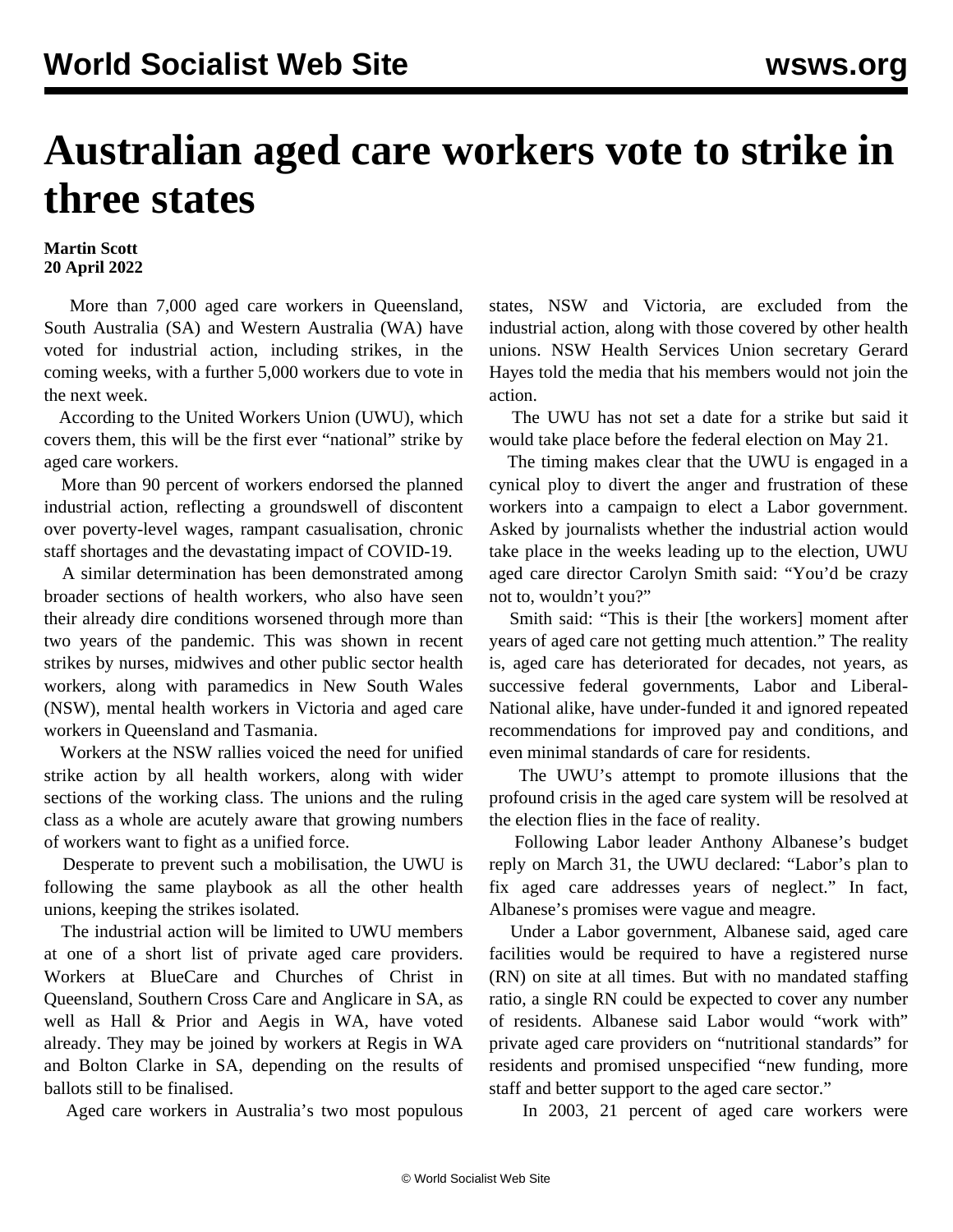# Australian aged care workers vote to strike in three states

**Martin Scott**
**20 April 2022**

More than 7,000 aged care workers in Queensland, South Australia (SA) and Western Australia (WA) have voted for industrial action, including strikes, in the coming weeks, with a further 5,000 workers due to vote in the next week.

According to the United Workers Union (UWU), which covers them, this will be the first ever "national" strike by aged care workers.

More than 90 percent of workers endorsed the planned industrial action, reflecting a groundswell of discontent over poverty-level wages, rampant casualisation, chronic staff shortages and the devastating impact of COVID-19.

A similar determination has been demonstrated among broader sections of health workers, who also have seen their already dire conditions worsened through more than two years of the pandemic. This was shown in recent strikes by nurses, midwives and other public sector health workers, along with paramedics in New South Wales (NSW), mental health workers in Victoria and aged care workers in Queensland and Tasmania.

Workers at the NSW rallies voiced the need for unified strike action by all health workers, along with wider sections of the working class. The unions and the ruling class as a whole are acutely aware that growing numbers of workers want to fight as a unified force.

Desperate to prevent such a mobilisation, the UWU is following the same playbook as all the other health unions, keeping the strikes isolated.

The industrial action will be limited to UWU members at one of a short list of private aged care providers. Workers at BlueCare and Churches of Christ in Queensland, Southern Cross Care and Anglicare in SA, as well as Hall & Prior and Aegis in WA, have voted already. They may be joined by workers at Regis in WA and Bolton Clarke in SA, depending on the results of ballots still to be finalised.

Aged care workers in Australia's two most populous states, NSW and Victoria, are excluded from the industrial action, along with those covered by other health unions. NSW Health Services Union secretary Gerard Hayes told the media that his members would not join the action.

The UWU has not set a date for a strike but said it would take place before the federal election on May 21.

The timing makes clear that the UWU is engaged in a cynical ploy to divert the anger and frustration of these workers into a campaign to elect a Labor government. Asked by journalists whether the industrial action would take place in the weeks leading up to the election, UWU aged care director Carolyn Smith said: "You'd be crazy not to, wouldn't you?"

Smith said: "This is their [the workers] moment after years of aged care not getting much attention." The reality is, aged care has deteriorated for decades, not years, as successive federal governments, Labor and Liberal-National alike, have under-funded it and ignored repeated recommendations for improved pay and conditions, and even minimal standards of care for residents.

The UWU's attempt to promote illusions that the profound crisis in the aged care system will be resolved at the election flies in the face of reality.

Following Labor leader Anthony Albanese's budget reply on March 31, the UWU declared: "Labor's plan to fix aged care addresses years of neglect." In fact, Albanese's promises were vague and meagre.

Under a Labor government, Albanese said, aged care facilities would be required to have a registered nurse (RN) on site at all times. But with no mandated staffing ratio, a single RN could be expected to cover any number of residents. Albanese said Labor would "work with" private aged care providers on "nutritional standards" for residents and promised unspecified "new funding, more staff and better support to the aged care sector."

In 2003, 21 percent of aged care workers were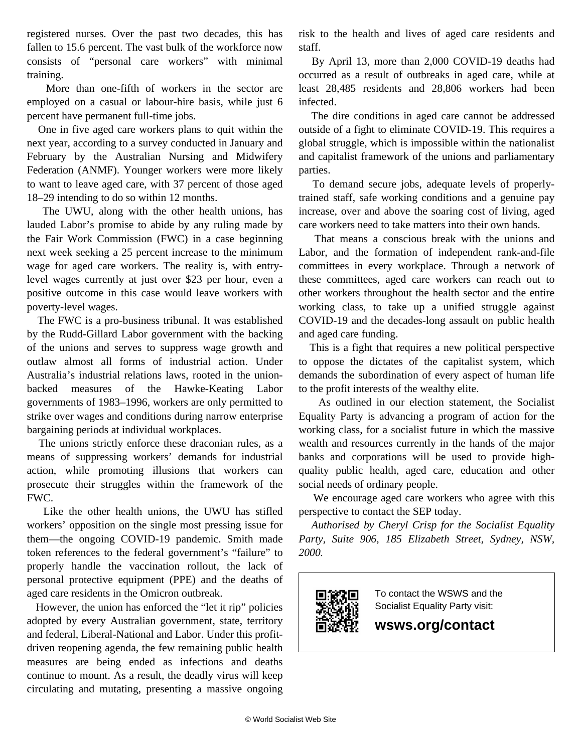registered nurses. Over the past two decades, this has fallen to 15.6 percent. The vast bulk of the workforce now consists of "personal care workers" with minimal training.

More than one-fifth of workers in the sector are employed on a casual or labour-hire basis, while just 6 percent have permanent full-time jobs.

One in five aged care workers plans to quit within the next year, according to a survey conducted in January and February by the Australian Nursing and Midwifery Federation (ANMF). Younger workers were more likely to want to leave aged care, with 37 percent of those aged 18–29 intending to do so within 12 months.

The UWU, along with the other health unions, has lauded Labor's promise to abide by any ruling made by the Fair Work Commission (FWC) in a case beginning next week seeking a 25 percent increase to the minimum wage for aged care workers. The reality is, with entry-level wages currently at just over $23 per hour, even a positive outcome in this case would leave workers with poverty-level wages.

The FWC is a pro-business tribunal. It was established by the Rudd-Gillard Labor government with the backing of the unions and serves to suppress wage growth and outlaw almost all forms of industrial action. Under Australia's industrial relations laws, rooted in the union-backed measures of the Hawke-Keating Labor governments of 1983–1996, workers are only permitted to strike over wages and conditions during narrow enterprise bargaining periods at individual workplaces.

The unions strictly enforce these draconian rules, as a means of suppressing workers' demands for industrial action, while promoting illusions that workers can prosecute their struggles within the framework of the FWC.

Like the other health unions, the UWU has stifled workers' opposition on the single most pressing issue for them—the ongoing COVID-19 pandemic. Smith made token references to the federal government's "failure" to properly handle the vaccination rollout, the lack of personal protective equipment (PPE) and the deaths of aged care residents in the Omicron outbreak.

However, the union has enforced the "let it rip" policies adopted by every Australian government, state, territory and federal, Liberal-National and Labor. Under this profit-driven reopening agenda, the few remaining public health measures are being ended as infections and deaths continue to mount. As a result, the deadly virus will keep circulating and mutating, presenting a massive ongoing risk to the health and lives of aged care residents and staff.

By April 13, more than 2,000 COVID-19 deaths had occurred as a result of outbreaks in aged care, while at least 28,485 residents and 28,806 workers had been infected.

The dire conditions in aged care cannot be addressed outside of a fight to eliminate COVID-19. This requires a global struggle, which is impossible within the nationalist and capitalist framework of the unions and parliamentary parties.

To demand secure jobs, adequate levels of properly-trained staff, safe working conditions and a genuine pay increase, over and above the soaring cost of living, aged care workers need to take matters into their own hands.

That means a conscious break with the unions and Labor, and the formation of independent rank-and-file committees in every workplace. Through a network of these committees, aged care workers can reach out to other workers throughout the health sector and the entire working class, to take up a unified struggle against COVID-19 and the decades-long assault on public health and aged care funding.

This is a fight that requires a new political perspective to oppose the dictates of the capitalist system, which demands the subordination of every aspect of human life to the profit interests of the wealthy elite.

As outlined in our election statement, the Socialist Equality Party is advancing a program of action for the working class, for a socialist future in which the massive wealth and resources currently in the hands of the major banks and corporations will be used to provide high-quality public health, aged care, education and other social needs of ordinary people.

We encourage aged care workers who agree with this perspective to contact the SEP today.

*Authorised by Cheryl Crisp for the Socialist Equality Party, Suite 906, 185 Elizabeth Street, Sydney, NSW, 2000.*

To contact the WSWS and the Socialist Equality Party visit:

**wsws.org/contact**